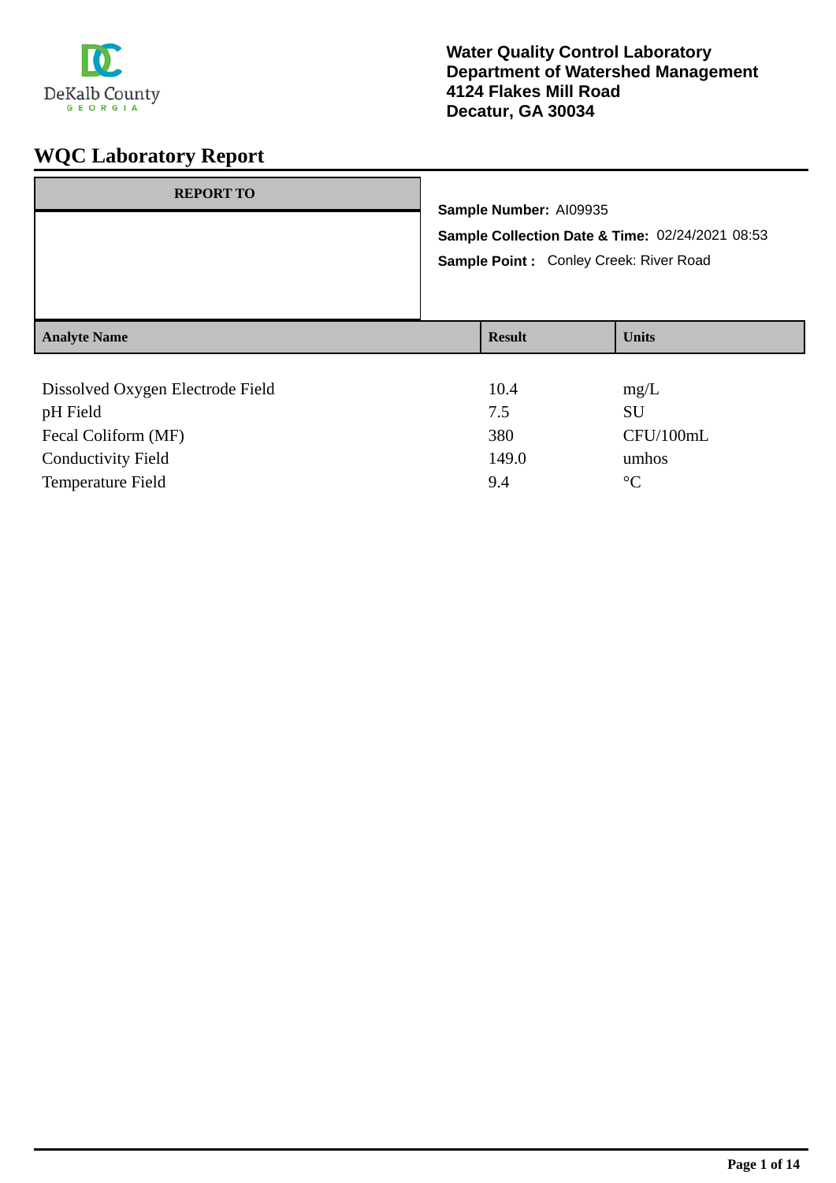DeKalb County
GEORGIA

**Water Quality Control Laboratory**
**Department of Watershed Management**
**4124 Flakes Mill Road**
**Decatur, GA 30034**

# WQC Laboratory Report

| REPORT TO |
|---|
| |

**Sample Number:** AI09935

**Sample Collection Date & Time:** 02/24/2021 08:53

**Sample Point :** Conley Creek: River Road

| Analyte Name | Result | Units |
|---|---|---|
| Dissolved Oxygen Electrode Field | 10.4 | mg/L |
| pH Field | 7.5 | SU |
| Fecal Coliform (MF) | 380 | CFU/100mL |
| Conductivity Field | 149.0 | umhos |
| Temperature Field | 9.4 | °C |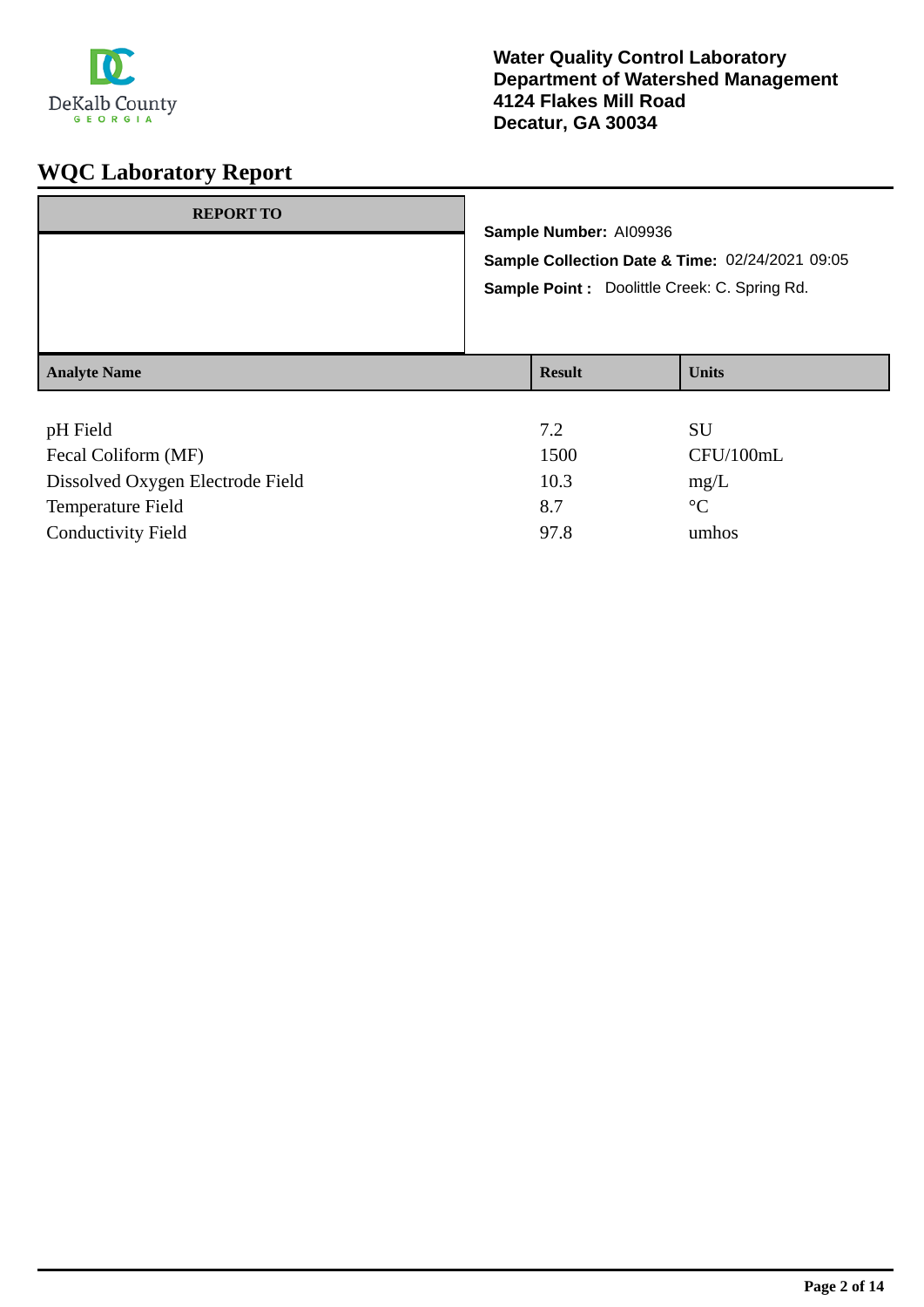**Water Quality Control Laboratory**
**Department of Watershed Management**
**4124 Flakes Mill Road**
**Decatur, GA 30034**

# WQC Laboratory Report

| REPORT TO |
| --- |
| |

**Sample Number:** AI09936

**Sample Collection Date & Time:** 02/24/2021 09:05

**Sample Point :** Doolittle Creek: C. Spring Rd.

| Analyte Name | Result | Units |
| --- | --- | --- |
| pH Field | 7.2 | SU |
| Fecal Coliform (MF) | 1500 | CFU/100mL |
| Dissolved Oxygen Electrode Field | 10.3 | mg/L |
| Temperature Field | 8.7 | °C |
| Conductivity Field | 97.8 | umhos |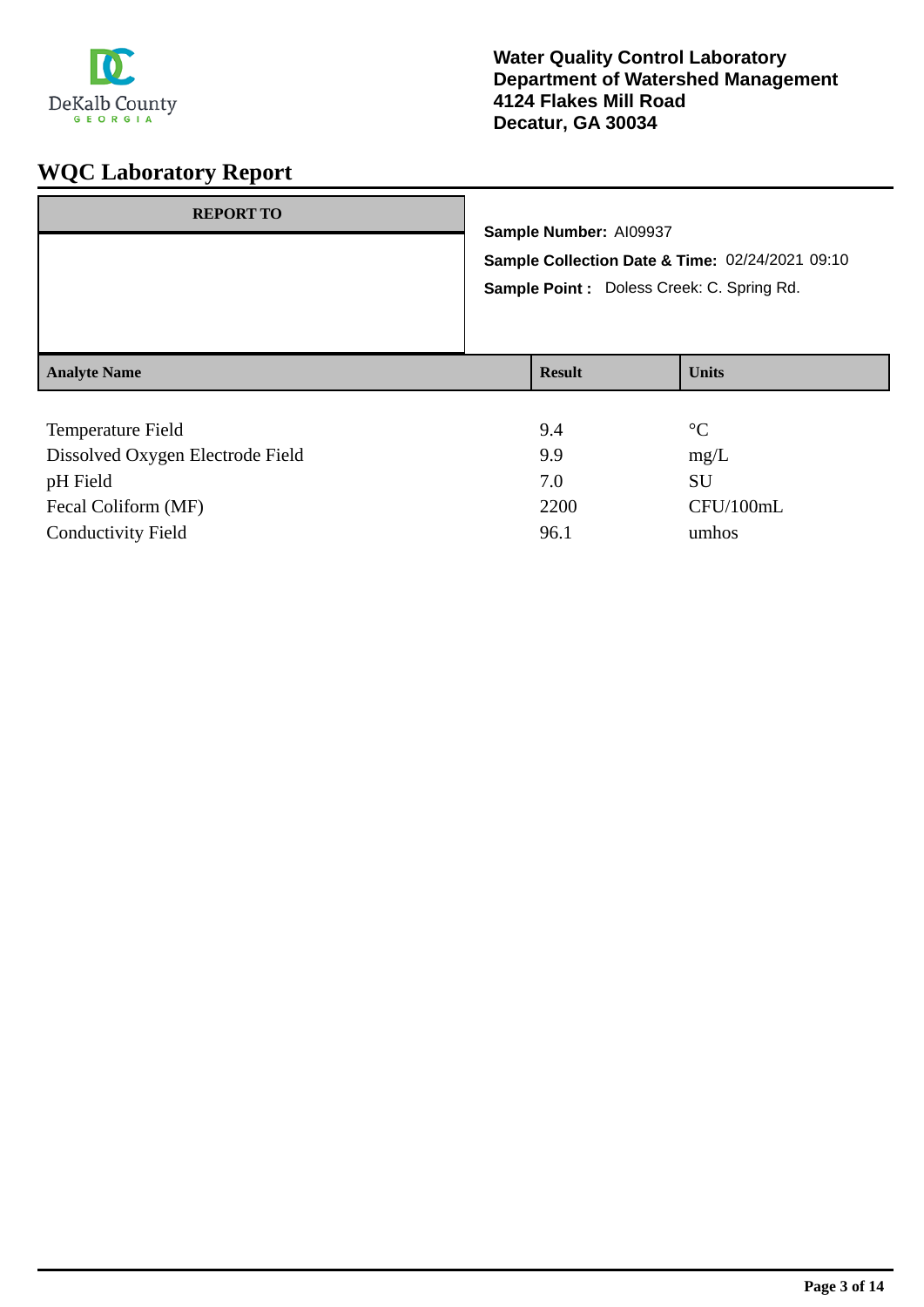**Water Quality Control Laboratory**
**Department of Watershed Management**
**4124 Flakes Mill Road**
**Decatur, GA 30034**

# WQC Laboratory Report

| REPORT TO |
| --- |
| |

**Sample Number:** AI09937

**Sample Collection Date & Time:** 02/24/2021 09:10

**Sample Point :** Doless Creek: C. Spring Rd.

| Analyte Name | Result | Units |
| --- | --- | --- |
| Temperature Field | 9.4 | °C |
| Dissolved Oxygen Electrode Field | 9.9 | mg/L |
| pH Field | 7.0 | SU |
| Fecal Coliform (MF) | 2200 | CFU/100mL |
| Conductivity Field | 96.1 | umhos |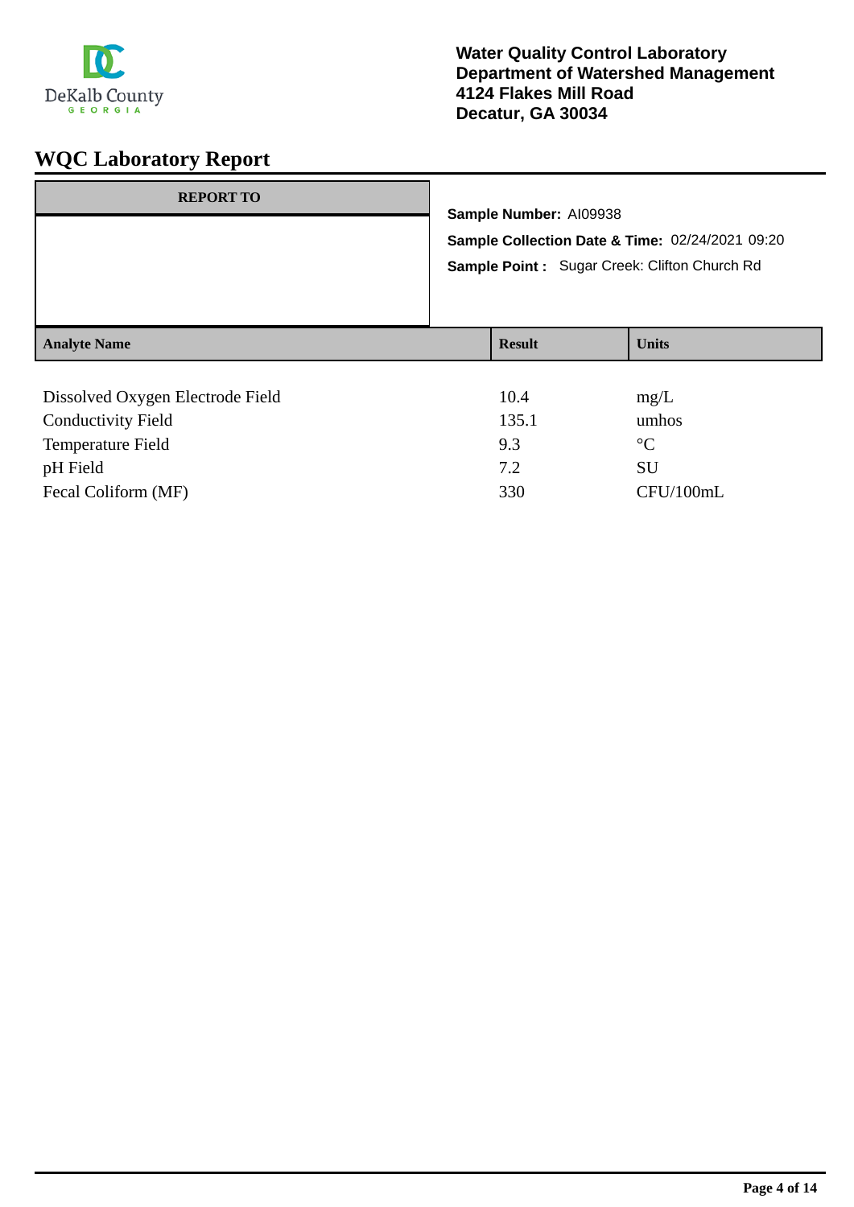DeKalb County GEORGIA

**Water Quality Control Laboratory**
**Department of Watershed Management**
**4124 Flakes Mill Road**
**Decatur, GA 30034**

# WQC Laboratory Report

| REPORT TO |
|---|
| |

**Sample Number:** AI09938

**Sample Collection Date & Time:** 02/24/2021 09:20

**Sample Point :** Sugar Creek: Clifton Church Rd

| Analyte Name | Result | Units |
|---|---|---|
| Dissolved Oxygen Electrode Field | 10.4 | mg/L |
| Conductivity Field | 135.1 | umhos |
| Temperature Field | 9.3 | °C |
| pH Field | 7.2 | SU |
| Fecal Coliform (MF) | 330 | CFU/100mL |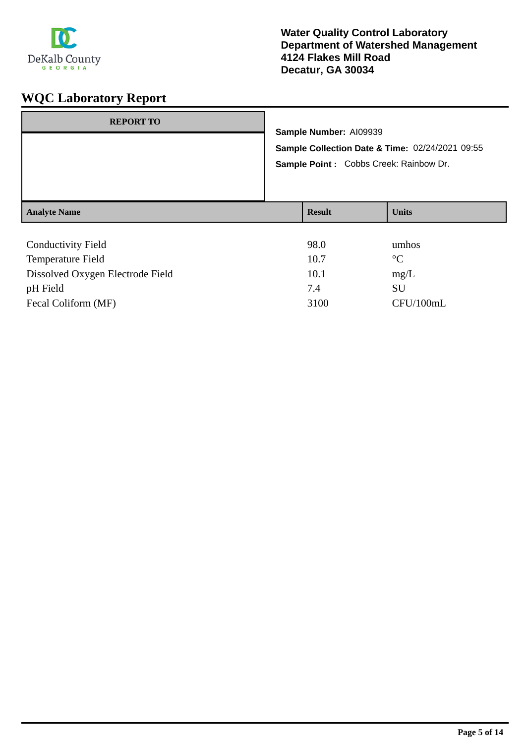DeKalb County
GEORGIA

**Water Quality Control Laboratory**
**Department of Watershed Management**
**4124 Flakes Mill Road**
**Decatur, GA 30034**

# WQC Laboratory Report

| REPORT TO |
|---|
| |

**Sample Number:** AI09939

**Sample Collection Date & Time:** 02/24/2021 09:55

**Sample Point :** Cobbs Creek: Rainbow Dr.

| Analyte Name | Result | Units |
|---|---|---|
| Conductivity Field | 98.0 | umhos |
| Temperature Field | 10.7 | °C |
| Dissolved Oxygen Electrode Field | 10.1 | mg/L |
| pH Field | 7.4 | SU |
| Fecal Coliform (MF) | 3100 | CFU/100mL |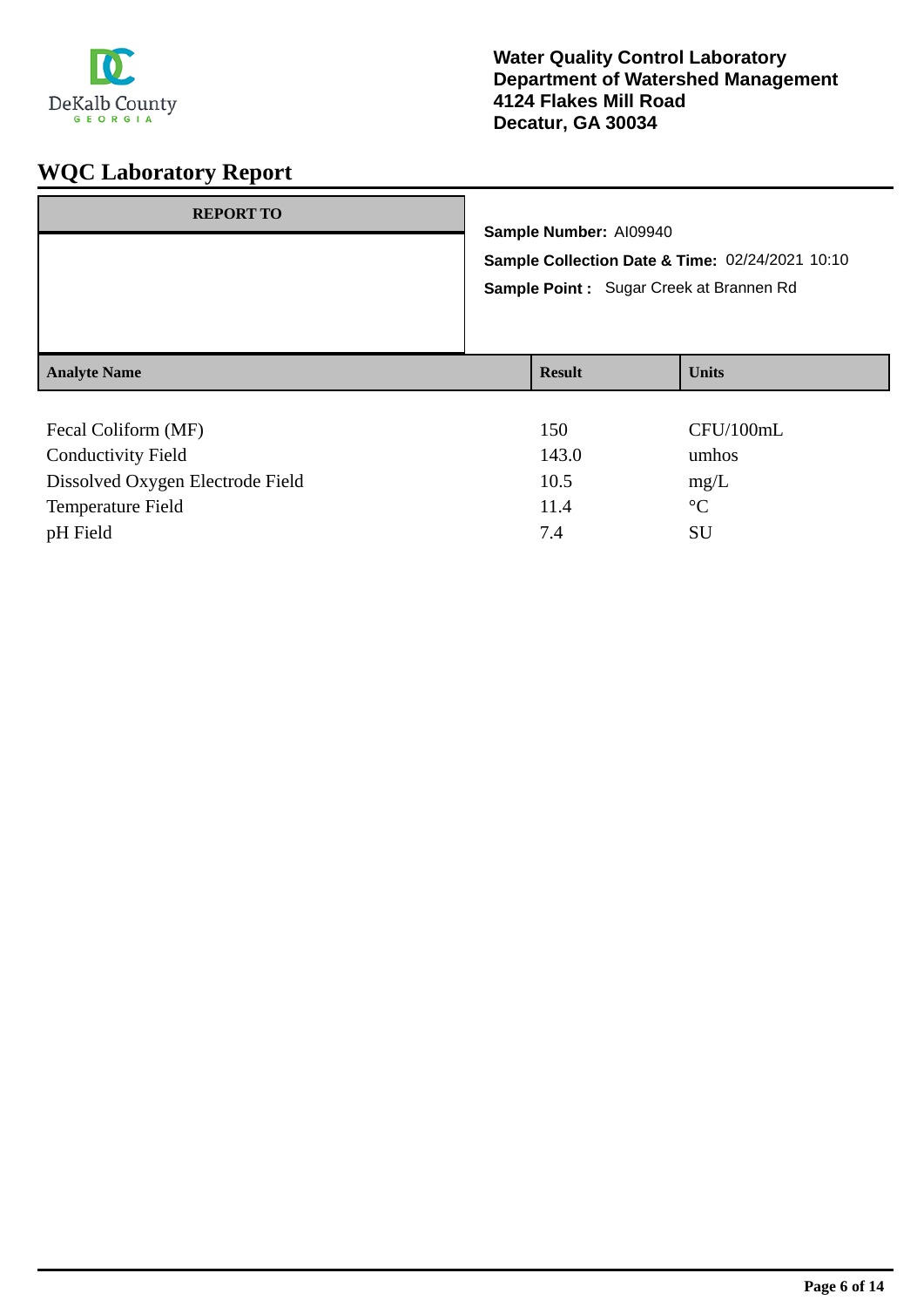**Water Quality Control Laboratory**
**Department of Watershed Management**
**4124 Flakes Mill Road**
**Decatur, GA 30034**

# WQC Laboratory Report

| REPORT TO |
| --- |
| |

**Sample Number:** AI09940

**Sample Collection Date & Time:** 02/24/2021 10:10

**Sample Point :** Sugar Creek at Brannen Rd

| Analyte Name | Result | Units |
| --- | --- | --- |
| Fecal Coliform (MF) | 150 | CFU/100mL |
| Conductivity Field | 143.0 | umhos |
| Dissolved Oxygen Electrode Field | 10.5 | mg/L |
| Temperature Field | 11.4 | °C |
| pH Field | 7.4 | SU |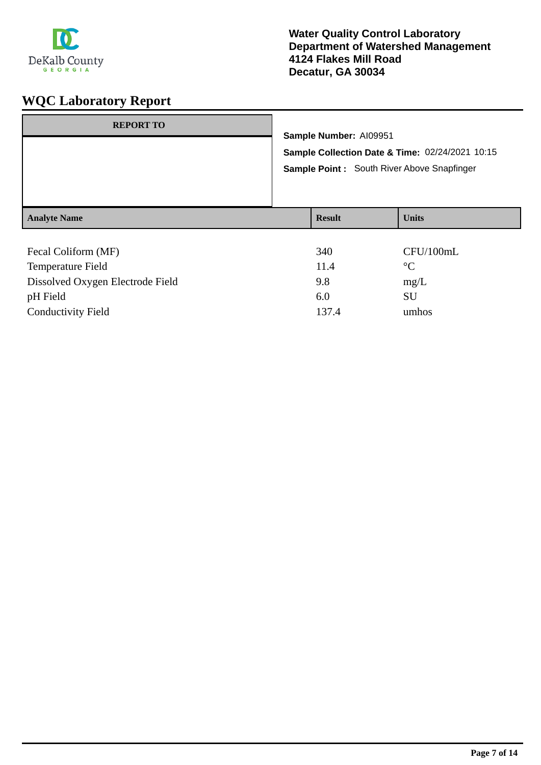DeKalb County
GEORGIA

**Water Quality Control Laboratory**
**Department of Watershed Management**
**4124 Flakes Mill Road**
**Decatur, GA 30034**

# WQC Laboratory Report

| REPORT TO |
| --- |
| |

**Sample Number:** AI09951

**Sample Collection Date & Time:** 02/24/2021 10:15

**Sample Point :** South River Above Snapfinger

| Analyte Name | Result | Units |
| --- | --- | --- |
| Fecal Coliform (MF) | 340 | CFU/100mL |
| Temperature Field | 11.4 | °C |
| Dissolved Oxygen Electrode Field | 9.8 | mg/L |
| pH Field | 6.0 | SU |
| Conductivity Field | 137.4 | umhos |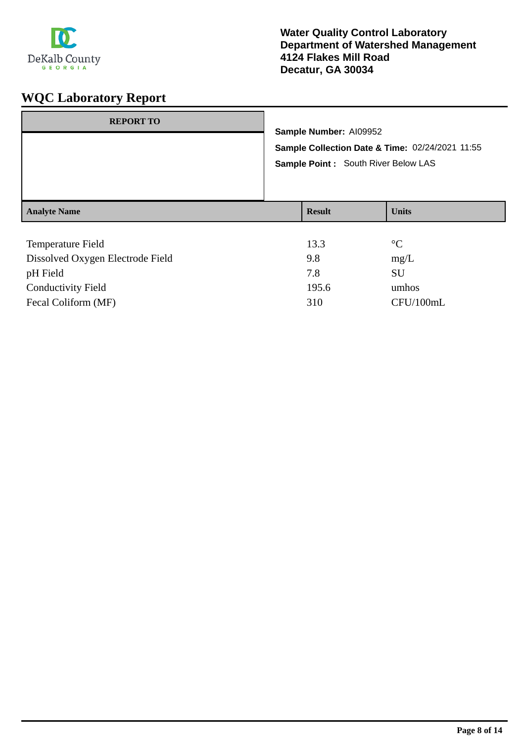DeKalb County
GEORGIA

**Water Quality Control Laboratory**
**Department of Watershed Management**
**4124 Flakes Mill Road**
**Decatur, GA 30034**

# WQC Laboratory Report

**REPORT TO**

**Sample Number:** AI09952
**Sample Collection Date & Time:** 02/24/2021 11:55
**Sample Point :** South River Below LAS

| Analyte Name | Result | Units |
|---|---|---|
| Temperature Field | 13.3 | °C |
| Dissolved Oxygen Electrode Field | 9.8 | mg/L |
| pH Field | 7.8 | SU |
| Conductivity Field | 195.6 | umhos |
| Fecal Coliform (MF) | 310 | CFU/100mL |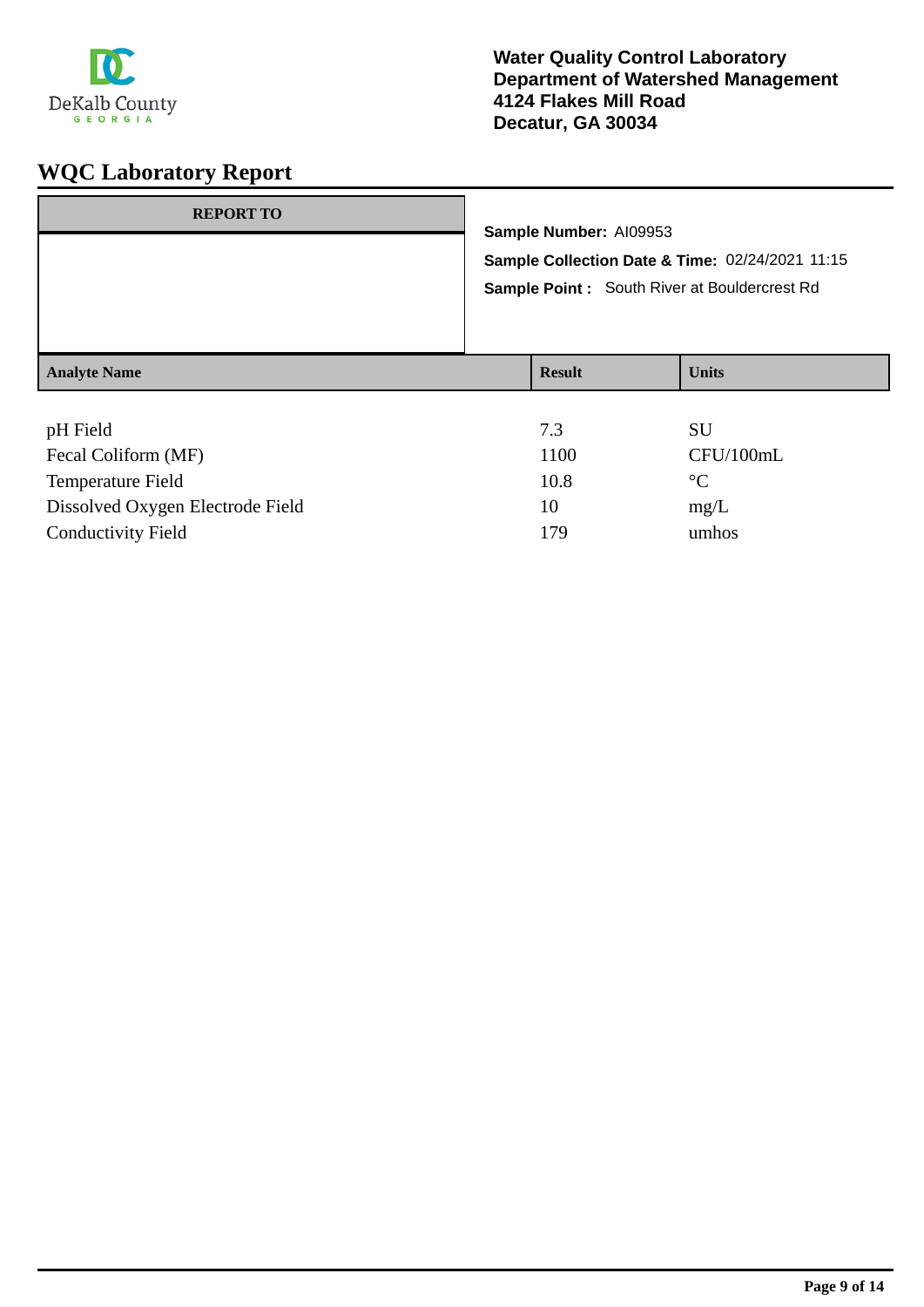**Water Quality Control Laboratory**
**Department of Watershed Management**
**4124 Flakes Mill Road**
**Decatur, GA 30034**

# WQC Laboratory Report

| REPORT TO |
| --- |
| |

**Sample Number:** AI09953

**Sample Collection Date & Time:** 02/24/2021 11:15

**Sample Point :** South River at Bouldercrest Rd

| Analyte Name | Result | Units |
| --- | --- | --- |
| pH Field | 7.3 | SU |
| Fecal Coliform (MF) | 1100 | CFU/100mL |
| Temperature Field | 10.8 | °C |
| Dissolved Oxygen Electrode Field | 10 | mg/L |
| Conductivity Field | 179 | umhos |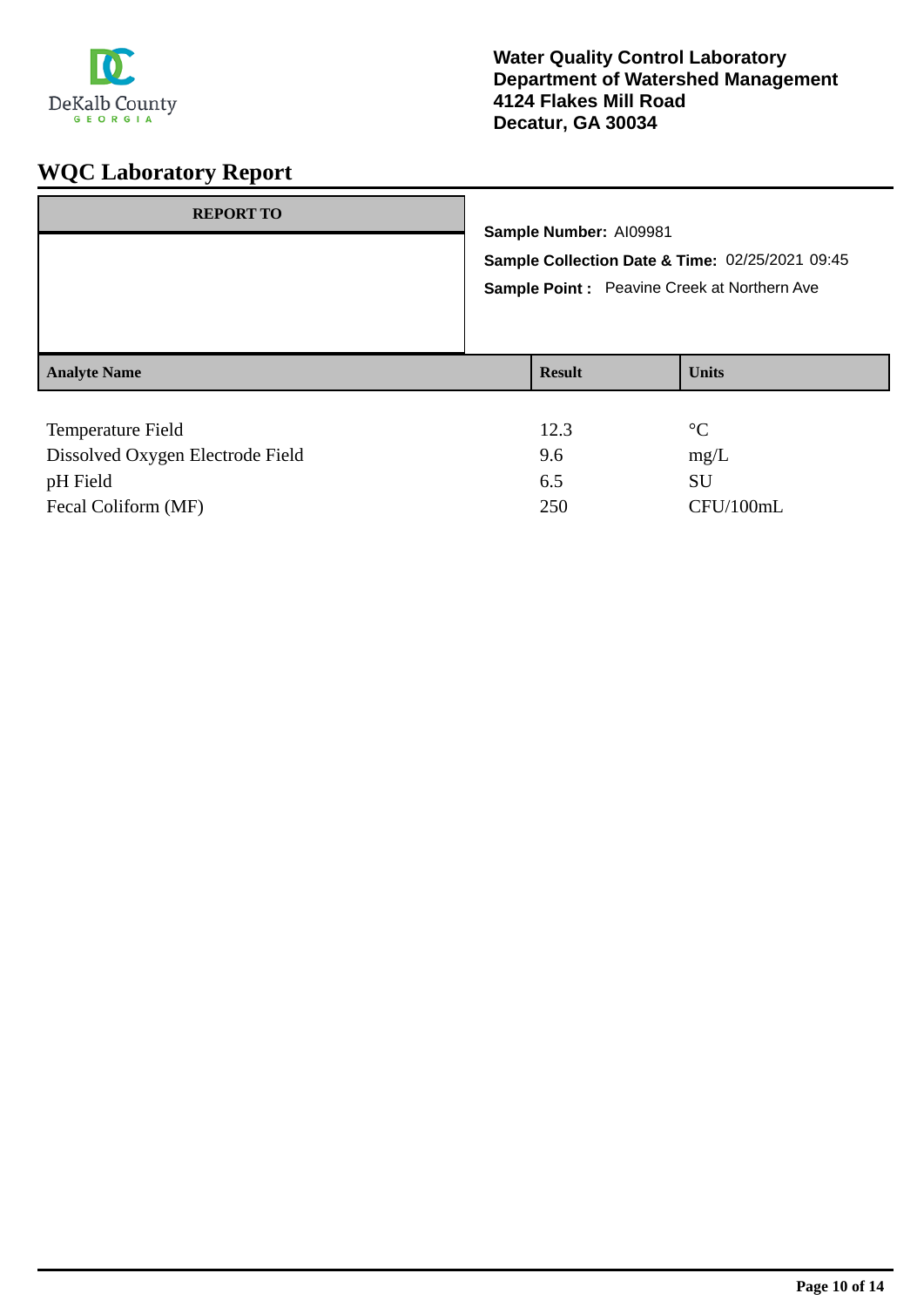DeKalb County
GEORGIA

**Water Quality Control Laboratory**
**Department of Watershed Management**
**4124 Flakes Mill Road**
**Decatur, GA 30034**

# WQC Laboratory Report

**REPORT TO**

**Sample Number:** AI09981
**Sample Collection Date & Time:** 02/25/2021 09:45
**Sample Point :** Peavine Creek at Northern Ave

| Analyte Name | Result | Units |
| --- | --- | --- |
| Temperature Field | 12.3 | °C |
| Dissolved Oxygen Electrode Field | 9.6 | mg/L |
| pH Field | 6.5 | SU |
| Fecal Coliform (MF) | 250 | CFU/100mL |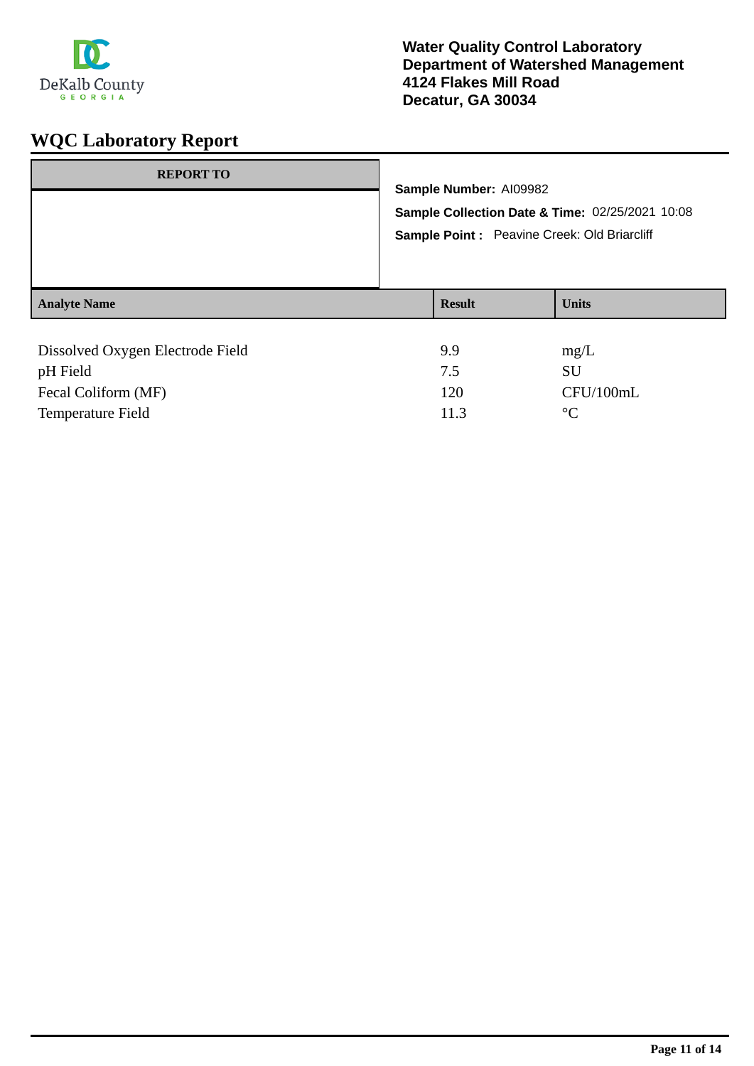DeKalb County
GEORGIA

**Water Quality Control Laboratory**
**Department of Watershed Management**
**4124 Flakes Mill Road**
**Decatur, GA 30034**

# WQC Laboratory Report

| REPORT TO |
|---|
| |

**Sample Number:** AI09982

**Sample Collection Date & Time:** 02/25/2021 10:08

**Sample Point :** Peavine Creek: Old Briarcliff

| Analyte Name | Result | Units |
|---|---|---|
| Dissolved Oxygen Electrode Field | 9.9 | mg/L |
| pH Field | 7.5 | SU |
| Fecal Coliform (MF) | 120 | CFU/100mL |
| Temperature Field | 11.3 | °C |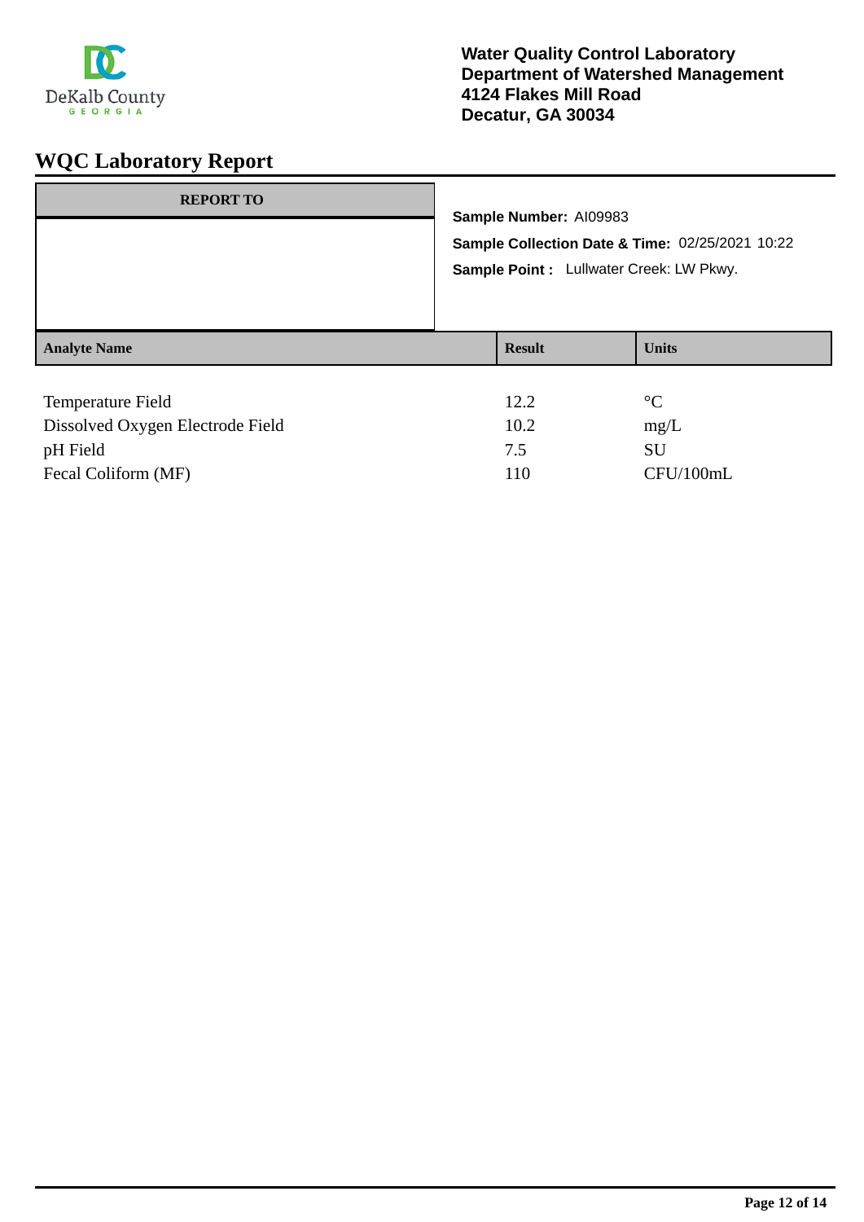**Water Quality Control Laboratory**
**Department of Watershed Management**
**4124 Flakes Mill Road**
**Decatur, GA 30034**

# WQC Laboratory Report

| REPORT TO |
| --- |
| |

**Sample Number:** AI09983

**Sample Collection Date & Time:** 02/25/2021 10:22

**Sample Point :** Lullwater Creek: LW Pkwy.

| Analyte Name | Result | Units |
| --- | --- | --- |
| Temperature Field | 12.2 | °C |
| Dissolved Oxygen Electrode Field | 10.2 | mg/L |
| pH Field | 7.5 | SU |
| Fecal Coliform (MF) | 110 | CFU/100mL |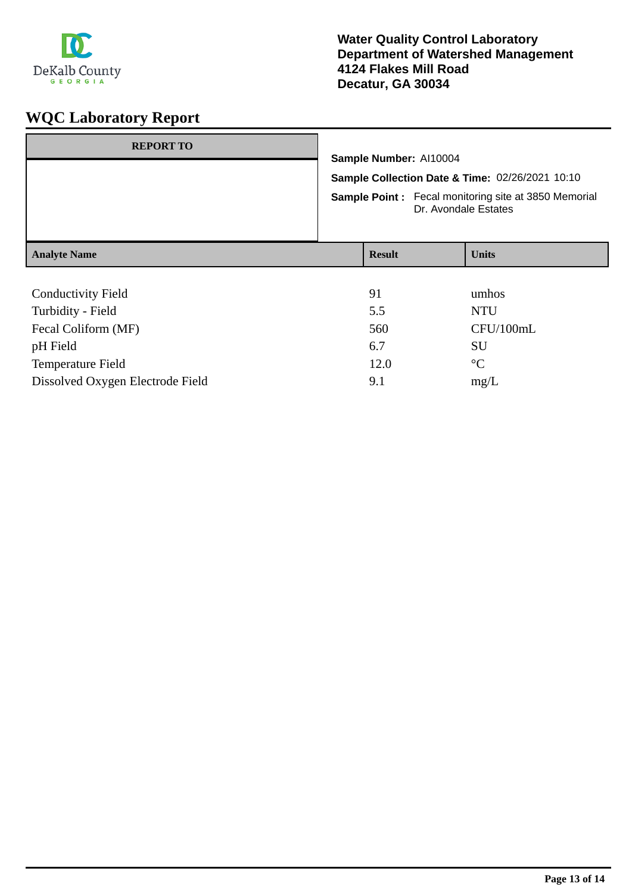DeKalb County
GEORGIA

**Water Quality Control Laboratory**
**Department of Watershed Management**
**4124 Flakes Mill Road**
**Decatur, GA 30034**

# WQC Laboratory Report

| REPORT TO |
|---|
| |

**Sample Number:** AI10004

**Sample Collection Date & Time:** 02/26/2021 10:10

**Sample Point :** Fecal monitoring site at 3850 Memorial Dr. Avondale Estates

| Analyte Name | Result | Units |
|---|---|---|
| Conductivity Field | 91 | umhos |
| Turbidity - Field | 5.5 | NTU |
| Fecal Coliform (MF) | 560 | CFU/100mL |
| pH Field | 6.7 | SU |
| Temperature Field | 12.0 | °C |
| Dissolved Oxygen Electrode Field | 9.1 | mg/L |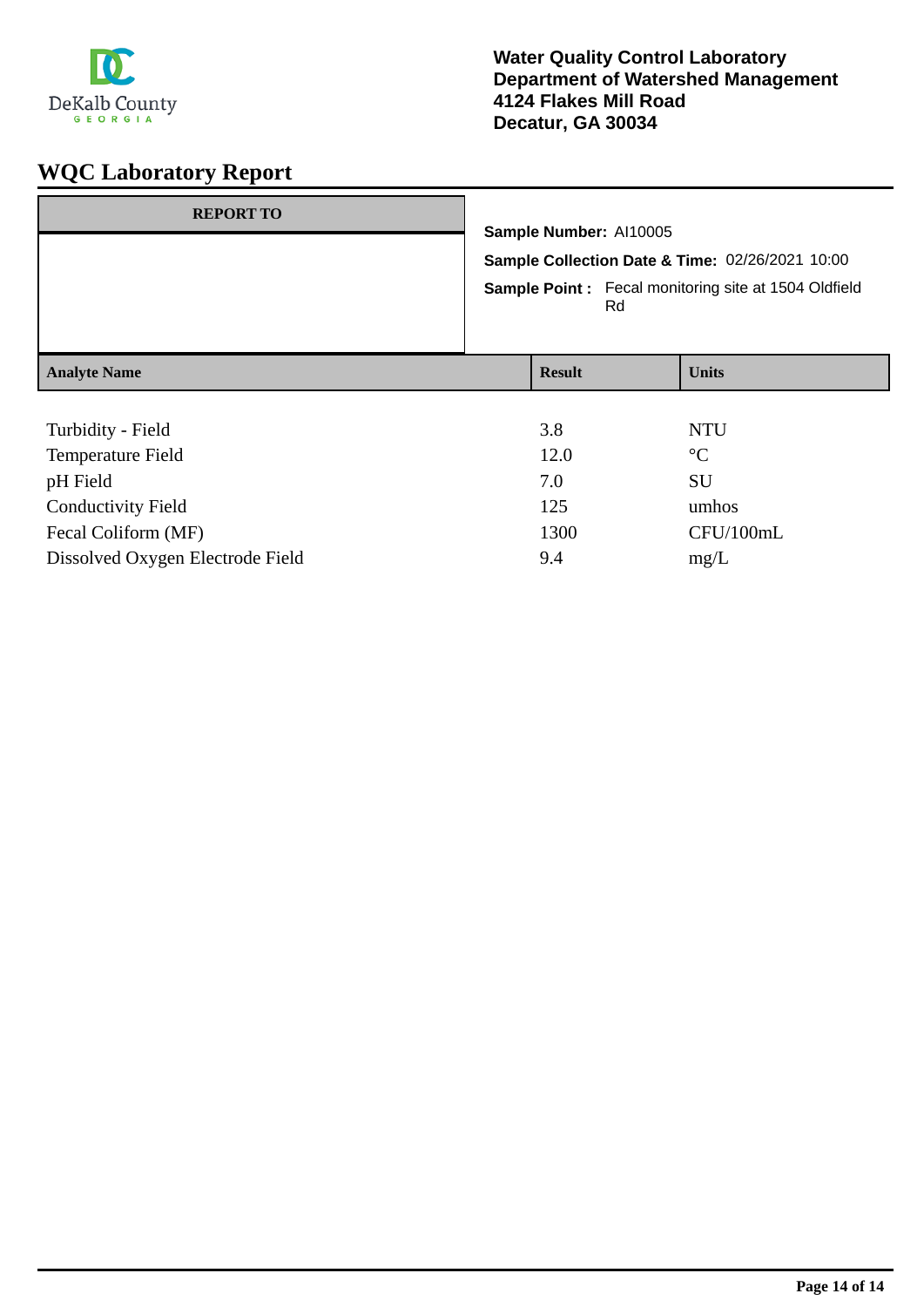**Water Quality Control Laboratory**
**Department of Watershed Management**
**4124 Flakes Mill Road**
**Decatur, GA 30034**

# WQC Laboratory Report

**REPORT TO**

**Sample Number:** AI10005

**Sample Collection Date & Time:** 02/26/2021 10:00

**Sample Point :** Fecal monitoring site at 1504 Oldfield Rd

| Analyte Name | Result | Units |
|---|---|---|
| Turbidity - Field | 3.8 | NTU |
| Temperature Field | 12.0 | °C |
| pH Field | 7.0 | SU |
| Conductivity Field | 125 | umhos |
| Fecal Coliform (MF) | 1300 | CFU/100mL |
| Dissolved Oxygen Electrode Field | 9.4 | mg/L |